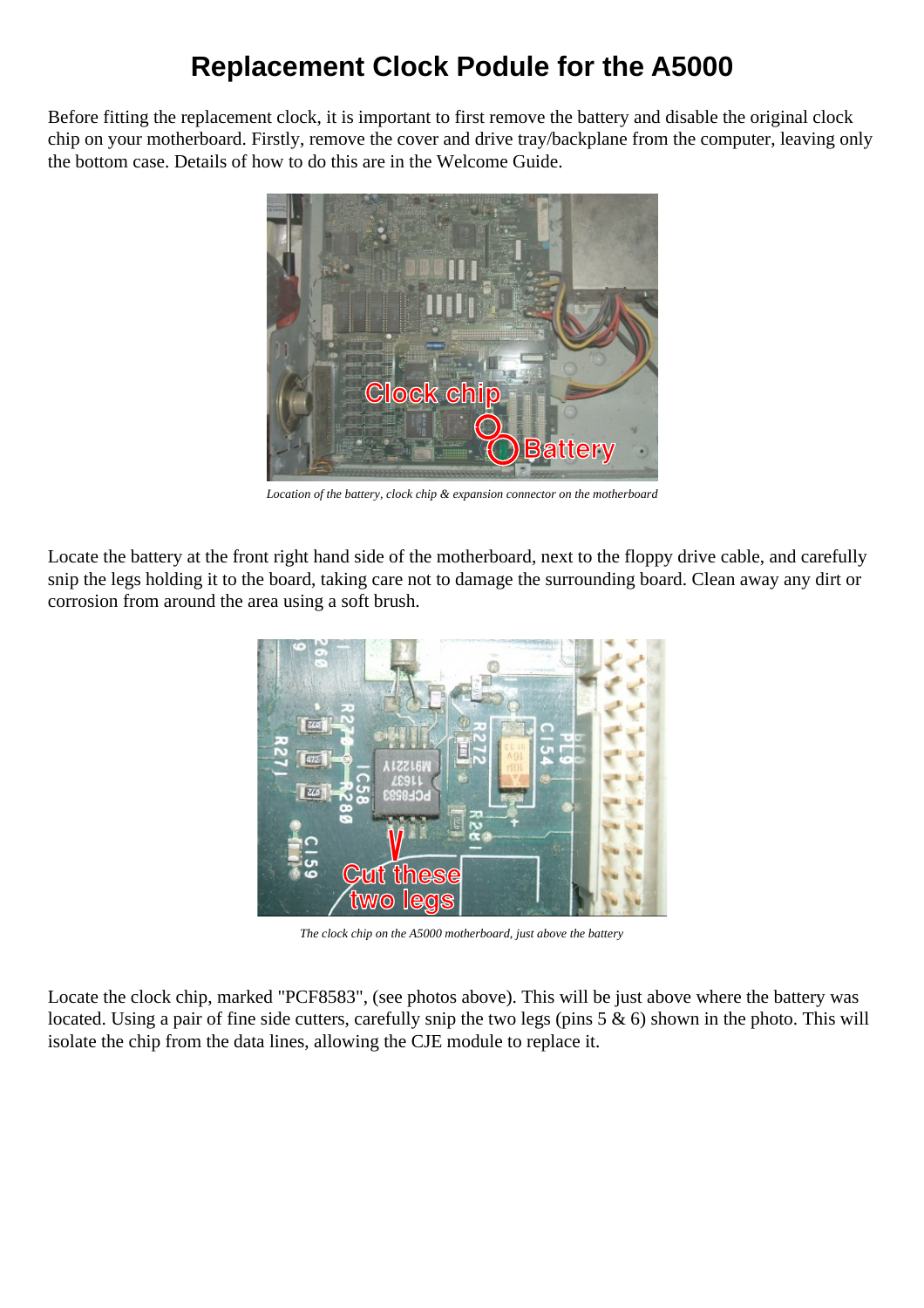# Replacement Clock Podule for the A5000

Before fitting the replacement clock, it is important to first remove the battery and disable the original clock chip on your motherboard. Firstly, remove the cover and drive tray/backplane from the computer, leaving only the bottom case. Details of how to do this are in the Welcome Guide.

*Location of the battery, clock chip & expansion connector on the motherboard*

Locate the battery at the front right hand side of the motherboard, next to the floppy drive cable, and carefully snip the legs holding it to the board, taking care not to damage the surrounding board. Clean away any dirt or corrosion from around the area using a soft brush.

*The clock chip on the A5000 motherboard, just above the battery*

Locate the clock chip, marked "PCF8583", (see photos above). This will be just above where the battery was located. Using a pair of fine side cutters, carefully snip the two legs (pins 5 & 6) shown in the photo. This will isolate the chip from the data lines, allowing the CJE module to replace it.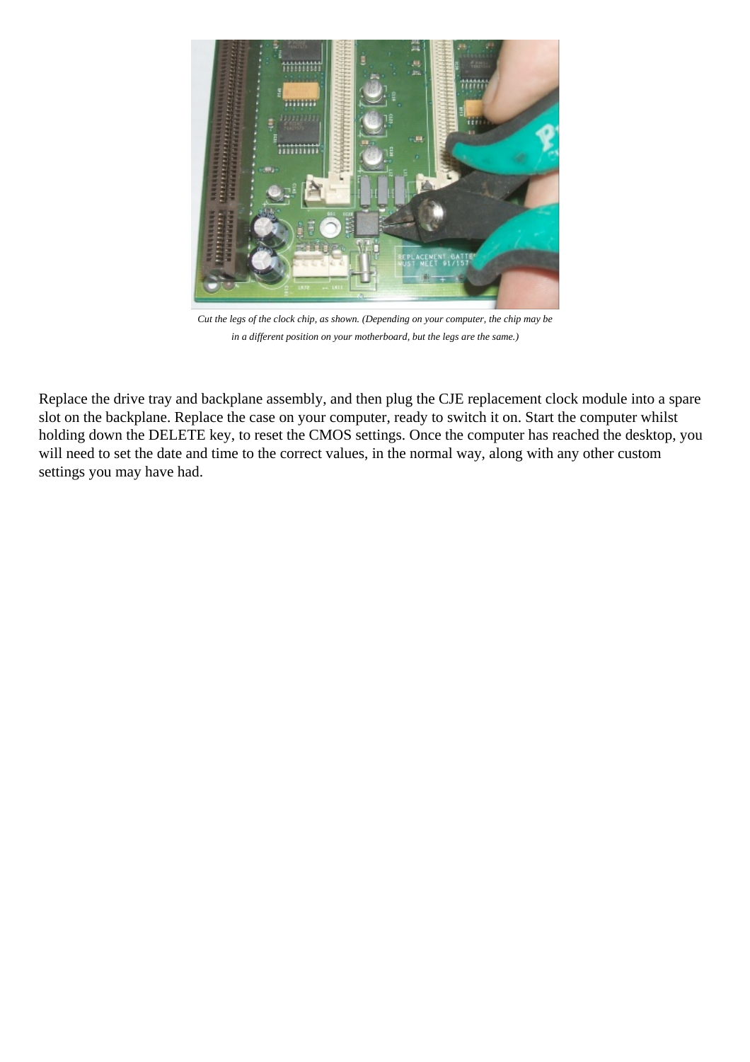*Cut the legs of the clock chip, as shown. (Depending on your computer, the chip may be in a different position on your motherboard, but the legs are the same.)*

Replace the drive tray and backplane assembly, and then plug the CJE replacement clock module into a spare slot on the backplane. Replace the case on your computer, ready to switch it on. Start the computer whilst holding down the DELETE key, to reset the CMOS settings. Once the computer has reached the desktop, you will need to set the date and time to the correct values, in the normal way, along with any other custom settings you may have had.